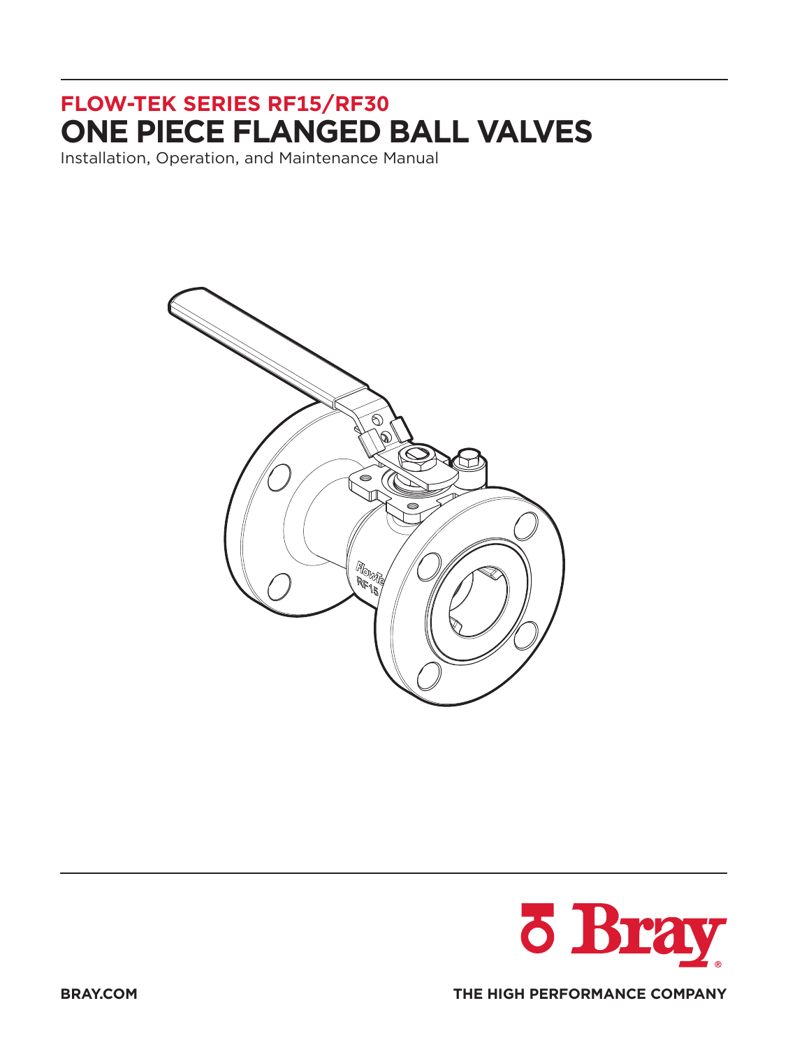## FLOW-TEK SERIES RF15/RF30

# ONE PIECE FLANGED BALL VALVES

Installation, Operation, and Maintenance Manual

BRAY.COM

THE HIGH PERFORMANCE COMPANY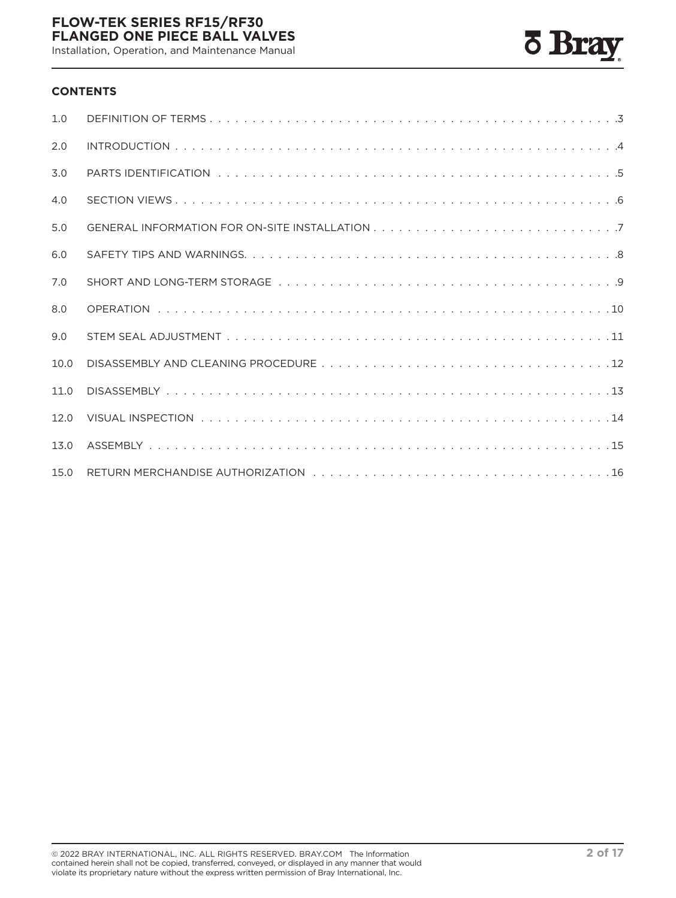## CONTENTS

| | | |
|---|---|---|
| 1.0 | DEFINITION OF TERMS | 3 |
| 2.0 | INTRODUCTION | 4 |
| 3.0 | PARTS IDENTIFICATION | 5 |
| 4.0 | SECTION VIEWS | 6 |
| 5.0 | GENERAL INFORMATION FOR ON-SITE INSTALLATION | 7 |
| 6.0 | SAFETY TIPS AND WARNINGS | 8 |
| 7.0 | SHORT AND LONG-TERM STORAGE | 9 |
| 8.0 | OPERATION | 10 |
| 9.0 | STEM SEAL ADJUSTMENT | 11 |
| 10.0 | DISASSEMBLY AND CLEANING PROCEDURE | 12 |
| 11.0 | DISASSEMBLY | 13 |
| 12.0 | VISUAL INSPECTION | 14 |
| 13.0 | ASSEMBLY | 15 |
| 15.0 | RETURN MERCHANDISE AUTHORIZATION | 16 |

© 2022 BRAY INTERNATIONAL, INC. ALL RIGHTS RESERVED. BRAY.COM The Information contained herein shall not be copied, transferred, conveyed, or displayed in any manner that would violate its proprietary nature without the express written permission of Bray International, Inc.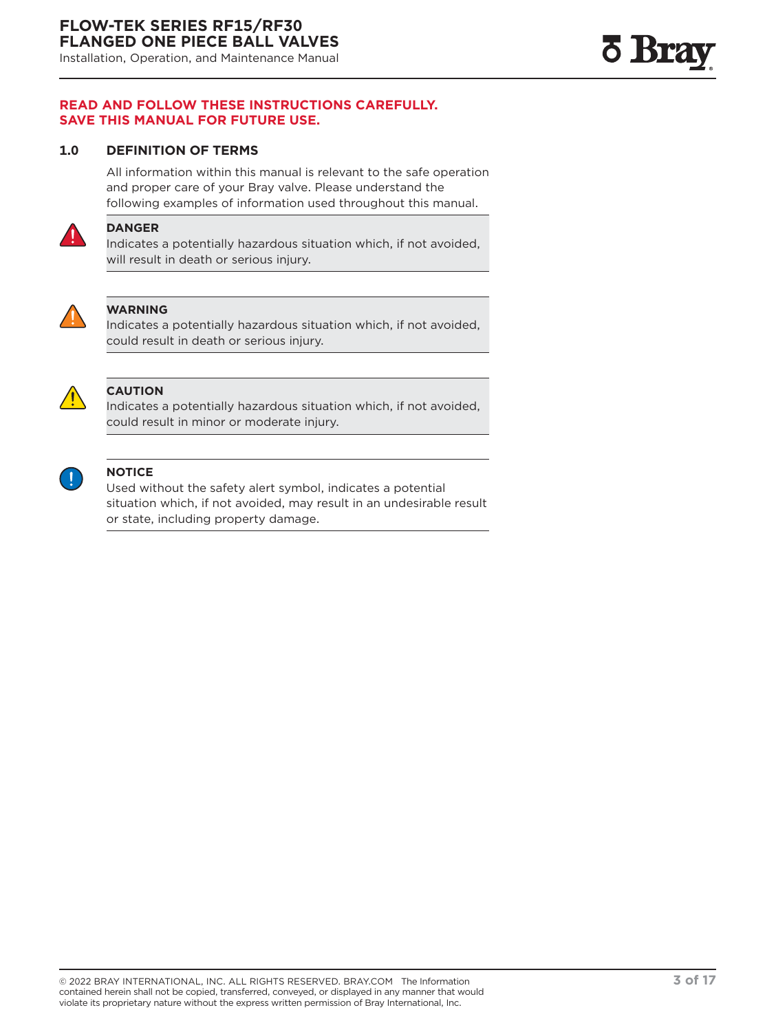**READ AND FOLLOW THESE INSTRUCTIONS CAREFULLY.**
**SAVE THIS MANUAL FOR FUTURE USE.**

## 1.0 DEFINITION OF TERMS

All information within this manual is relevant to the safe operation and proper care of your Bray valve. Please understand the following examples of information used throughout this manual.

**DANGER**
Indicates a potentially hazardous situation which, if not avoided, will result in death or serious injury.

**WARNING**
Indicates a potentially hazardous situation which, if not avoided, could result in death or serious injury.

**CAUTION**
Indicates a potentially hazardous situation which, if not avoided, could result in minor or moderate injury.

**NOTICE**
Used without the safety alert symbol, indicates a potential situation which, if not avoided, may result in an undesirable result or state, including property damage.

© 2022 BRAY INTERNATIONAL, INC. ALL RIGHTS RESERVED. BRAY.COM The Information contained herein shall not be copied, transferred, conveyed, or displayed in any manner that would violate its proprietary nature without the express written permission of Bray International, Inc.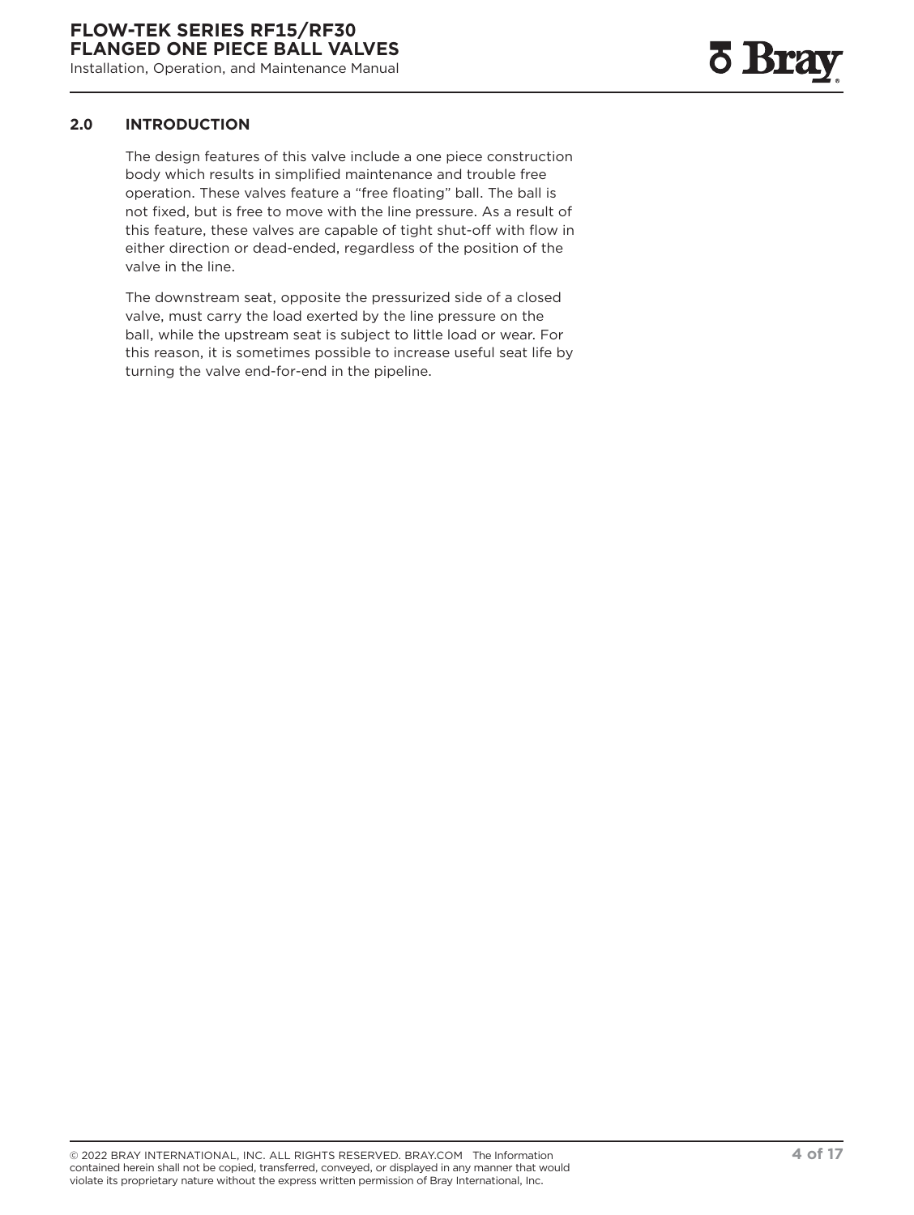## 2.0 INTRODUCTION

The design features of this valve include a one piece construction body which results in simplified maintenance and trouble free operation. These valves feature a "free floating" ball. The ball is not fixed, but is free to move with the line pressure. As a result of this feature, these valves are capable of tight shut-off with flow in either direction or dead-ended, regardless of the position of the valve in the line.

The downstream seat, opposite the pressurized side of a closed valve, must carry the load exerted by the line pressure on the ball, while the upstream seat is subject to little load or wear. For this reason, it is sometimes possible to increase useful seat life by turning the valve end-for-end in the pipeline.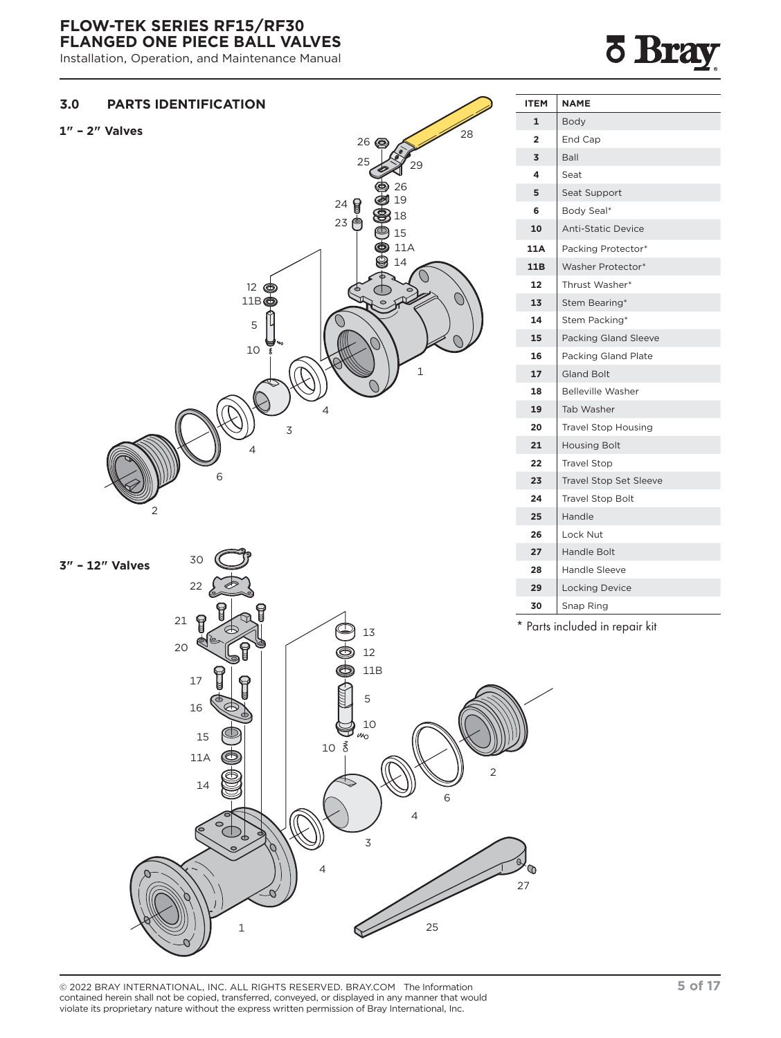## 3.0 PARTS IDENTIFICATION

**1″ – 2″ Valves**

**3″ – 12″ Valves**

| ITEM | NAME |
|---|---|
| 1 | Body |
| 2 | End Cap |
| 3 | Ball |
| 4 | Seat |
| 5 | Seat Support |
| 6 | Body Seal* |
| 10 | Anti-Static Device |
| 11A | Packing Protector* |
| 11B | Washer Protector* |
| 12 | Thrust Washer* |
| 13 | Stem Bearing* |
| 14 | Stem Packing* |
| 15 | Packing Gland Sleeve |
| 16 | Packing Gland Plate |
| 17 | Gland Bolt |
| 18 | Belleville Washer |
| 19 | Tab Washer |
| 20 | Travel Stop Housing |
| 21 | Housing Bolt |
| 22 | Travel Stop |
| 23 | Travel Stop Set Sleeve |
| 24 | Travel Stop Bolt |
| 25 | Handle |
| 26 | Lock Nut |
| 27 | Handle Bolt |
| 28 | Handle Sleeve |
| 29 | Locking Device |
| 30 | Snap Ring |

\* Parts included in repair kit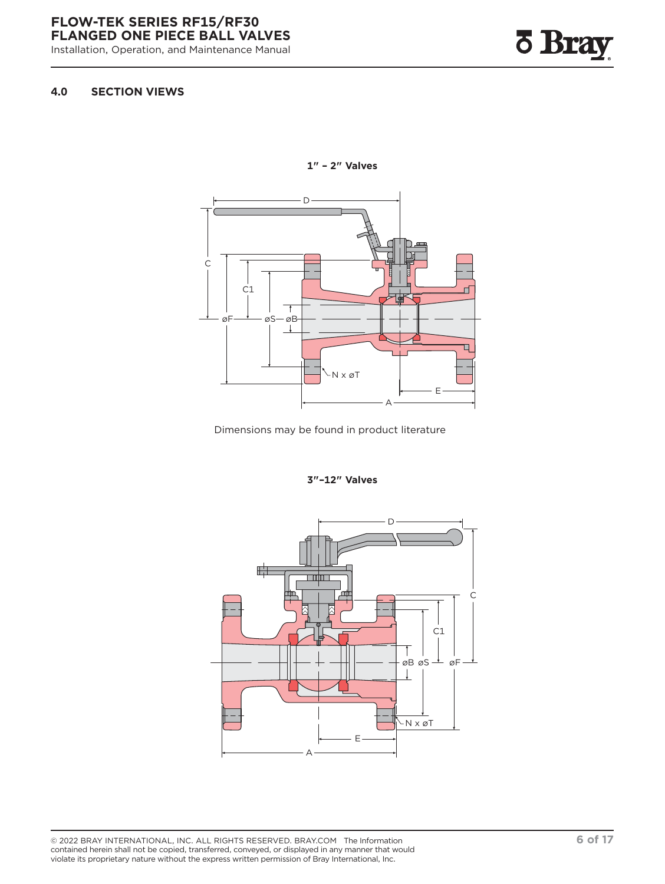## 4.0 SECTION VIEWS

**1″ – 2″ Valves**

Dimensions may be found in product literature

**3″–12″ Valves**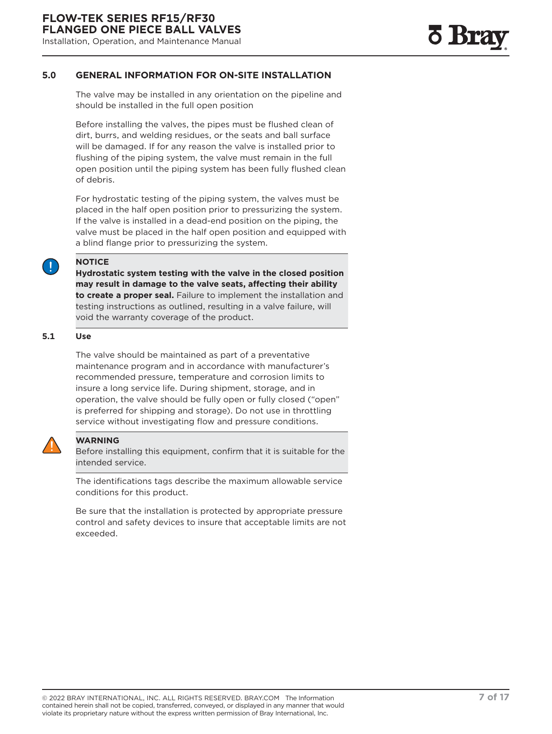## 5.0 GENERAL INFORMATION FOR ON-SITE INSTALLATION

The valve may be installed in any orientation on the pipeline and should be installed in the full open position

Before installing the valves, the pipes must be flushed clean of dirt, burrs, and welding residues, or the seats and ball surface will be damaged. If for any reason the valve is installed prior to flushing of the piping system, the valve must remain in the full open position until the piping system has been fully flushed clean of debris.

For hydrostatic testing of the piping system, the valves must be placed in the half open position prior to pressurizing the system. If the valve is installed in a dead-end position on the piping, the valve must be placed in the half open position and equipped with a blind flange prior to pressurizing the system.

**NOTICE**

**Hydrostatic system testing with the valve in the closed position may result in damage to the valve seats, affecting their ability to create a proper seal.** Failure to implement the installation and testing instructions as outlined, resulting in a valve failure, will void the warranty coverage of the product.

### 5.1 Use

The valve should be maintained as part of a preventative maintenance program and in accordance with manufacturer's recommended pressure, temperature and corrosion limits to insure a long service life. During shipment, storage, and in operation, the valve should be fully open or fully closed ("open" is preferred for shipping and storage). Do not use in throttling service without investigating flow and pressure conditions.

**WARNING**

Before installing this equipment, confirm that it is suitable for the intended service.

The identifications tags describe the maximum allowable service conditions for this product.

Be sure that the installation is protected by appropriate pressure control and safety devices to insure that acceptable limits are not exceeded.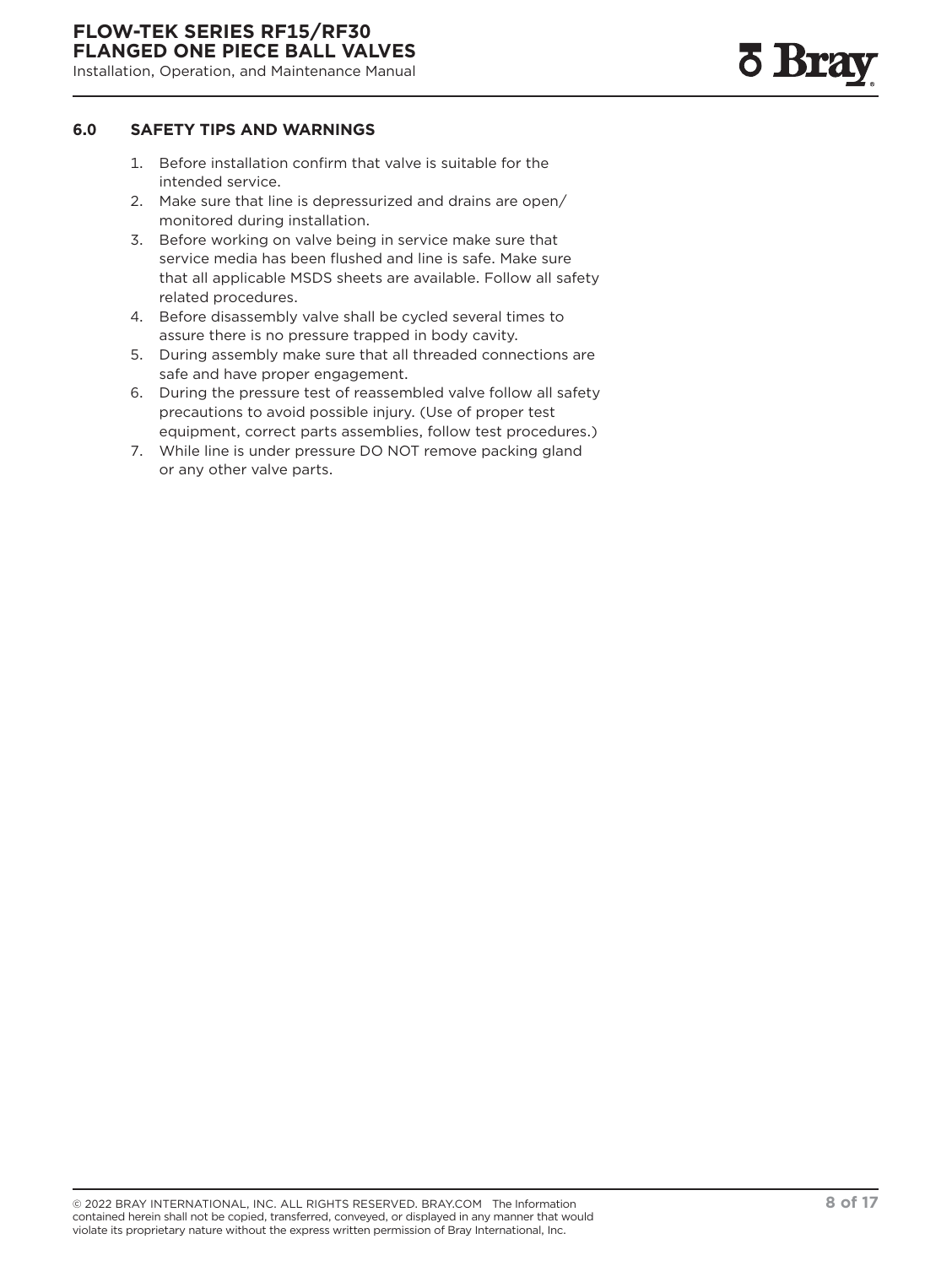## 6.0 SAFETY TIPS AND WARNINGS

1. Before installation confirm that valve is suitable for the intended service.
2. Make sure that line is depressurized and drains are open/ monitored during installation.
3. Before working on valve being in service make sure that service media has been flushed and line is safe. Make sure that all applicable MSDS sheets are available. Follow all safety related procedures.
4. Before disassembly valve shall be cycled several times to assure there is no pressure trapped in body cavity.
5. During assembly make sure that all threaded connections are safe and have proper engagement.
6. During the pressure test of reassembled valve follow all safety precautions to avoid possible injury. (Use of proper test equipment, correct parts assemblies, follow test procedures.)
7. While line is under pressure DO NOT remove packing gland or any other valve parts.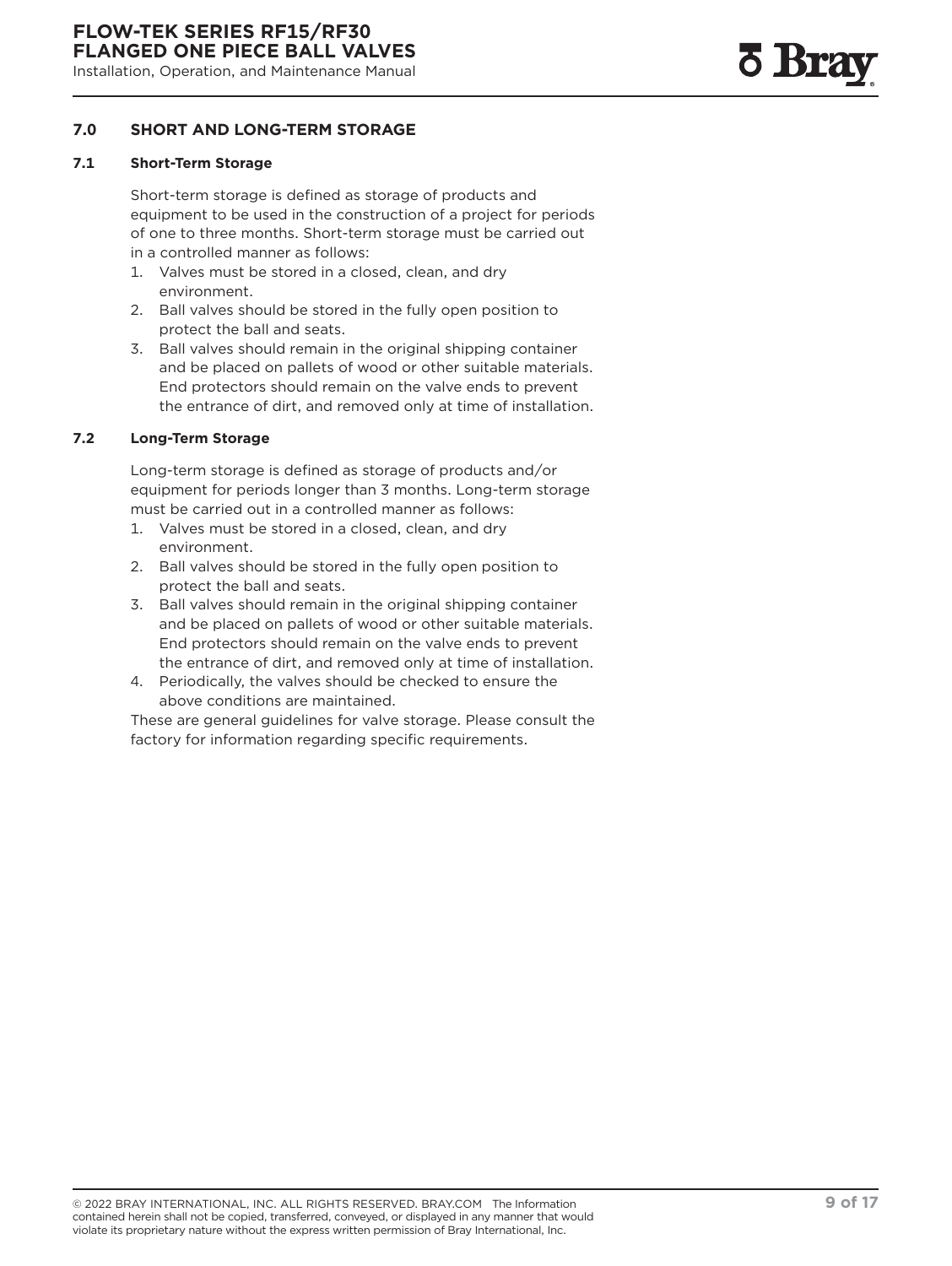## 7.0 SHORT AND LONG-TERM STORAGE

### 7.1 Short-Term Storage

Short-term storage is defined as storage of products and equipment to be used in the construction of a project for periods of one to three months. Short-term storage must be carried out in a controlled manner as follows:

1. Valves must be stored in a closed, clean, and dry environment.
2. Ball valves should be stored in the fully open position to protect the ball and seats.
3. Ball valves should remain in the original shipping container and be placed on pallets of wood or other suitable materials. End protectors should remain on the valve ends to prevent the entrance of dirt, and removed only at time of installation.

### 7.2 Long-Term Storage

Long-term storage is defined as storage of products and/or equipment for periods longer than 3 months. Long-term storage must be carried out in a controlled manner as follows:

1. Valves must be stored in a closed, clean, and dry environment.
2. Ball valves should be stored in the fully open position to protect the ball and seats.
3. Ball valves should remain in the original shipping container and be placed on pallets of wood or other suitable materials. End protectors should remain on the valve ends to prevent the entrance of dirt, and removed only at time of installation.
4. Periodically, the valves should be checked to ensure the above conditions are maintained.

These are general guidelines for valve storage. Please consult the factory for information regarding specific requirements.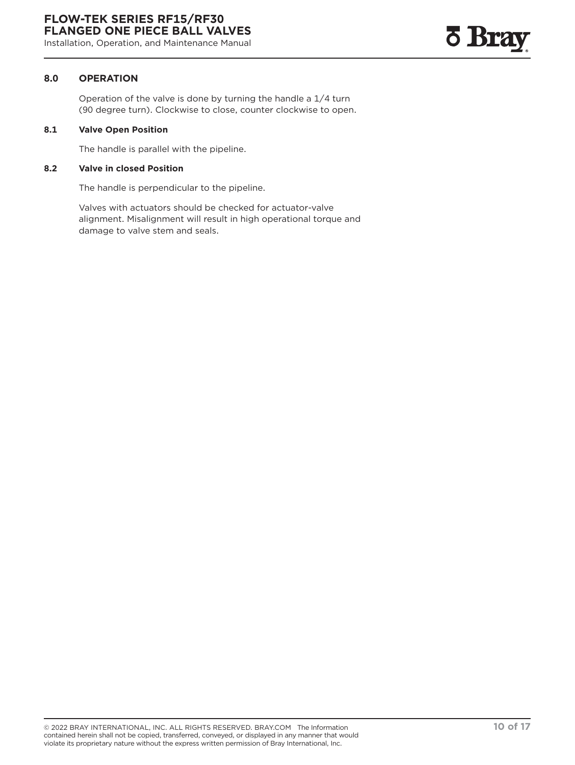## 8.0 OPERATION

Operation of the valve is done by turning the handle a 1/4 turn (90 degree turn). Clockwise to close, counter clockwise to open.

### 8.1 Valve Open Position

The handle is parallel with the pipeline.

### 8.2 Valve in closed Position

The handle is perpendicular to the pipeline.

Valves with actuators should be checked for actuator-valve alignment. Misalignment will result in high operational torque and damage to valve stem and seals.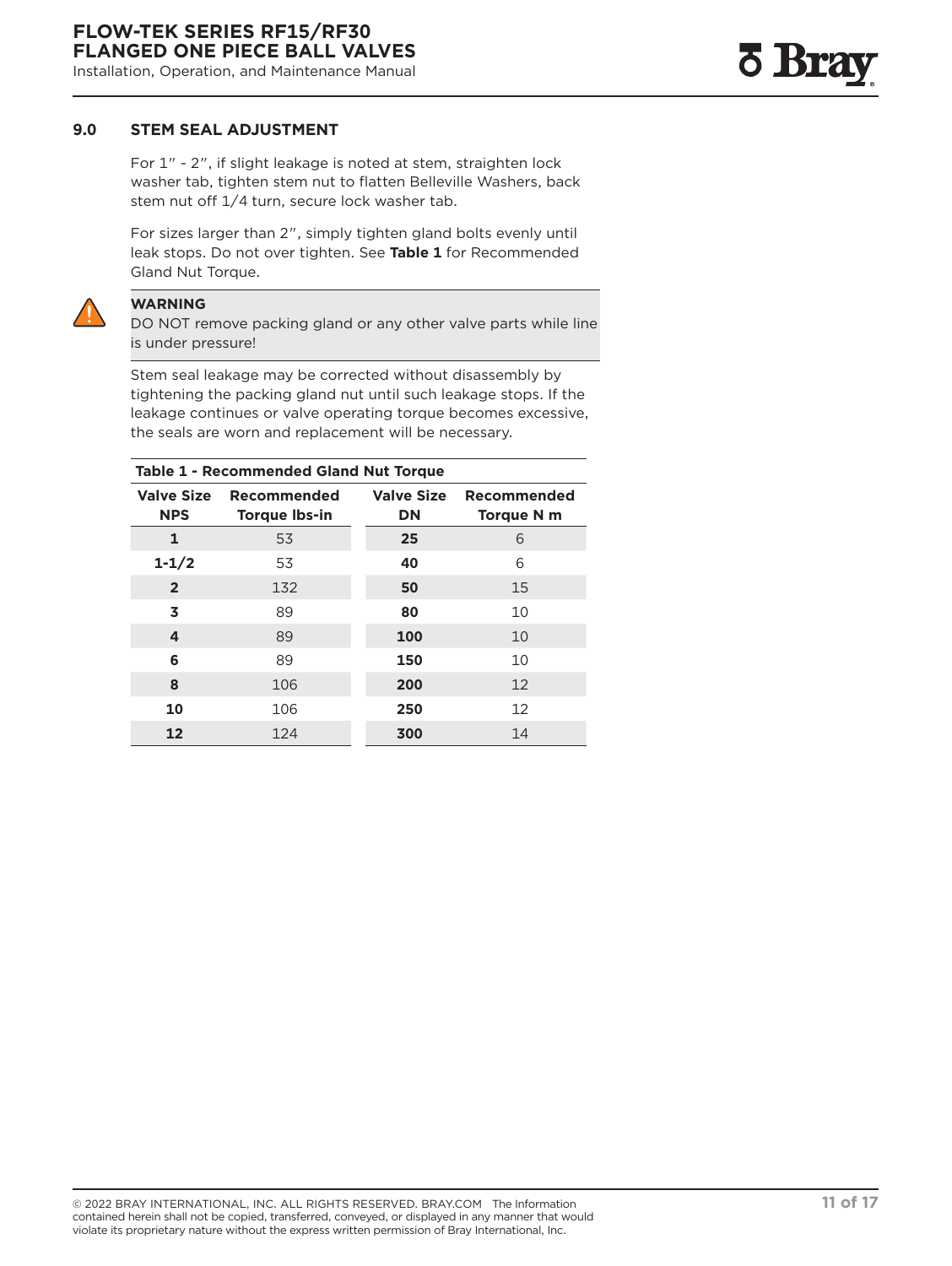## 9.0 STEM SEAL ADJUSTMENT

For 1" - 2", if slight leakage is noted at stem, straighten lock washer tab, tighten stem nut to flatten Belleville Washers, back stem nut off 1/4 turn, secure lock washer tab.

For sizes larger than 2", simply tighten gland bolts evenly until leak stops. Do not over tighten. See **Table 1** for Recommended Gland Nut Torque.

**WARNING**
DO NOT remove packing gland or any other valve parts while line is under pressure!

Stem seal leakage may be corrected without disassembly by tightening the packing gland nut until such leakage stops. If the leakage continues or valve operating torque becomes excessive, the seals are worn and replacement will be necessary.

**Table 1 - Recommended Gland Nut Torque**

| Valve Size NPS | Recommended Torque lbs-in | Valve Size DN | Recommended Torque N m |
|---|---|---|---|
| **1** | 53 | **25** | 6 |
| **1-1/2** | 53 | **40** | 6 |
| **2** | 132 | **50** | 15 |
| **3** | 89 | **80** | 10 |
| **4** | 89 | **100** | 10 |
| **6** | 89 | **150** | 10 |
| **8** | 106 | **200** | 12 |
| **10** | 106 | **250** | 12 |
| **12** | 124 | **300** | 14 |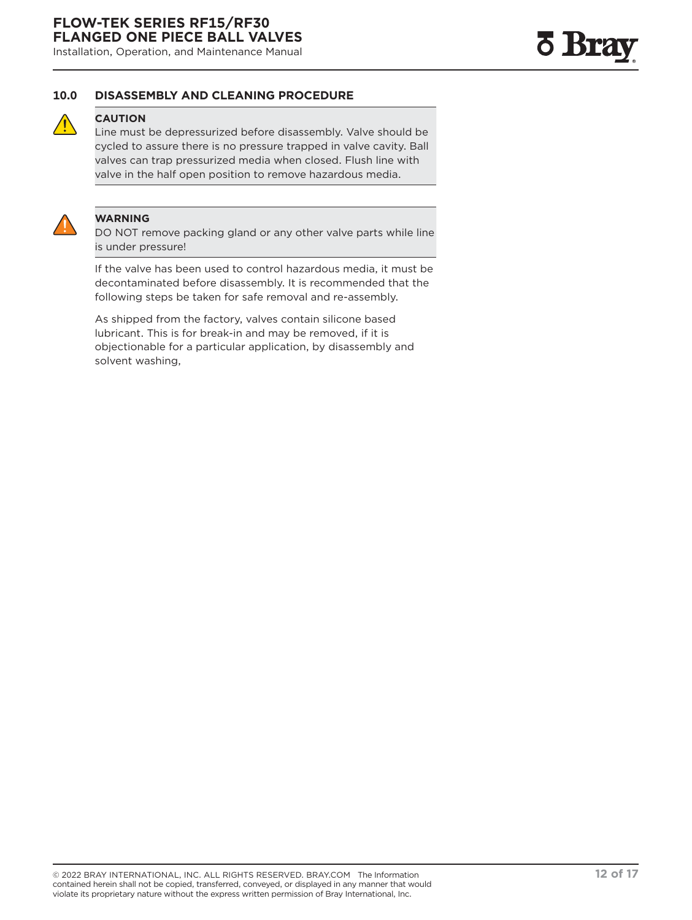## 10.0 DISASSEMBLY AND CLEANING PROCEDURE

**CAUTION**

Line must be depressurized before disassembly. Valve should be cycled to assure there is no pressure trapped in valve cavity. Ball valves can trap pressurized media when closed. Flush line with valve in the half open position to remove hazardous media.

**WARNING**

DO NOT remove packing gland or any other valve parts while line is under pressure!

If the valve has been used to control hazardous media, it must be decontaminated before disassembly. It is recommended that the following steps be taken for safe removal and re-assembly.

As shipped from the factory, valves contain silicone based lubricant. This is for break-in and may be removed, if it is objectionable for a particular application, by disassembly and solvent washing,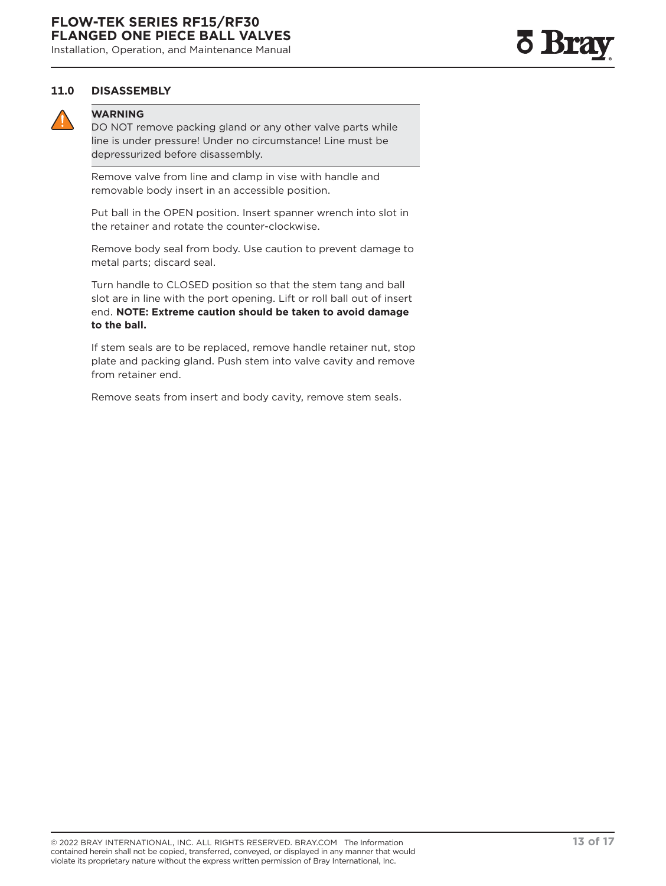## 11.0 DISASSEMBLY

> **WARNING**
> DO NOT remove packing gland or any other valve parts while line is under pressure! Under no circumstance! Line must be depressurized before disassembly.

Remove valve from line and clamp in vise with handle and removable body insert in an accessible position.

Put ball in the OPEN position. Insert spanner wrench into slot in the retainer and rotate the counter-clockwise.

Remove body seal from body. Use caution to prevent damage to metal parts; discard seal.

Turn handle to CLOSED position so that the stem tang and ball slot are in line with the port opening. Lift or roll ball out of insert end. **NOTE: Extreme caution should be taken to avoid damage to the ball.**

If stem seals are to be replaced, remove handle retainer nut, stop plate and packing gland. Push stem into valve cavity and remove from retainer end.

Remove seats from insert and body cavity, remove stem seals.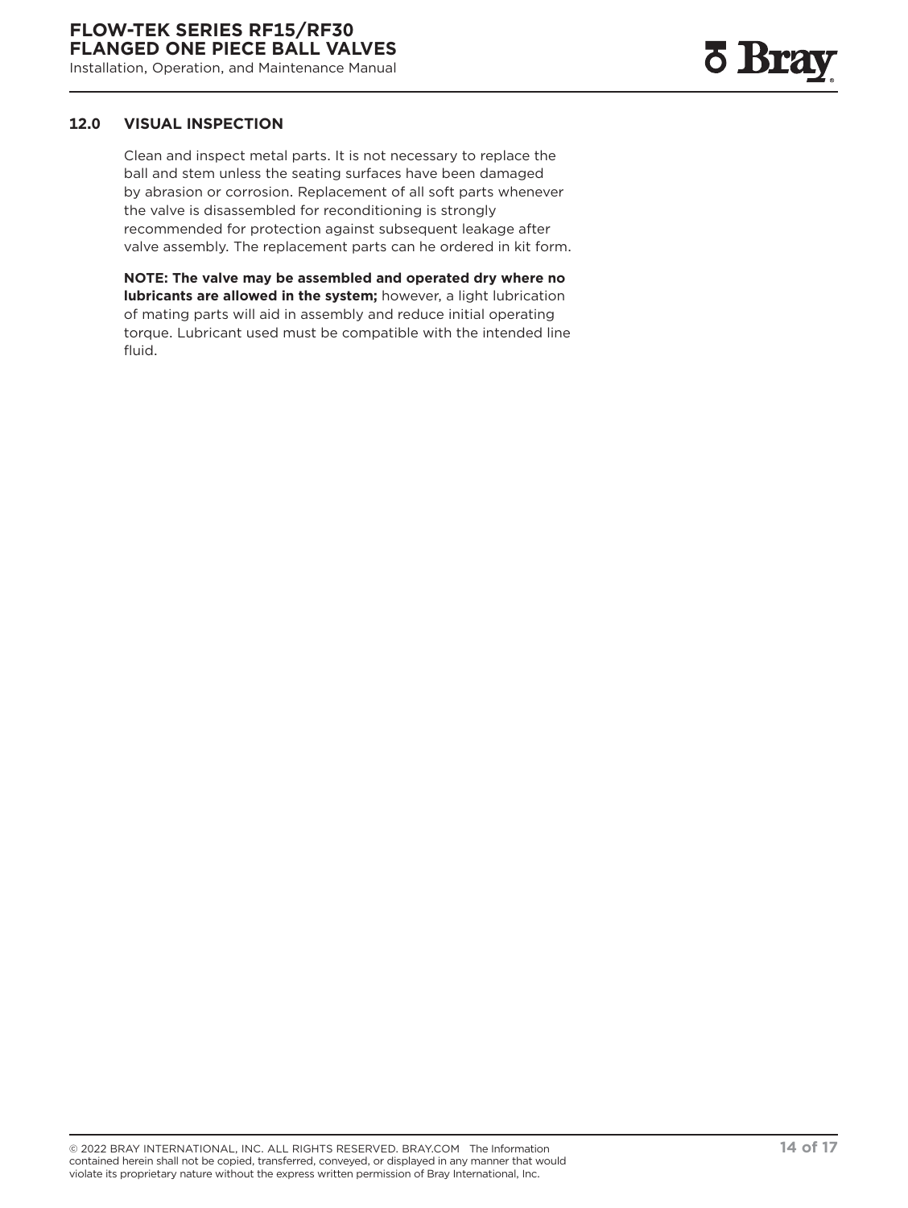## 12.0 VISUAL INSPECTION

Clean and inspect metal parts. It is not necessary to replace the ball and stem unless the seating surfaces have been damaged by abrasion or corrosion. Replacement of all soft parts whenever the valve is disassembled for reconditioning is strongly recommended for protection against subsequent leakage after valve assembly. The replacement parts can he ordered in kit form.

**NOTE: The valve may be assembled and operated dry where no lubricants are allowed in the system;** however, a light lubrication of mating parts will aid in assembly and reduce initial operating torque. Lubricant used must be compatible with the intended line fluid.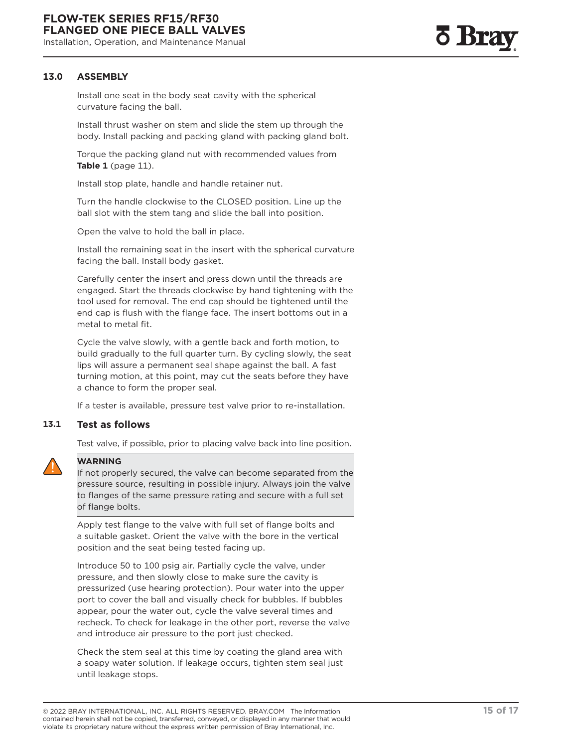## 13.0 ASSEMBLY

Install one seat in the body seat cavity with the spherical curvature facing the ball.

Install thrust washer on stem and slide the stem up through the body. Install packing and packing gland with packing gland bolt.

Torque the packing gland nut with recommended values from **Table 1** (page 11).

Install stop plate, handle and handle retainer nut.

Turn the handle clockwise to the CLOSED position. Line up the ball slot with the stem tang and slide the ball into position.

Open the valve to hold the ball in place.

Install the remaining seat in the insert with the spherical curvature facing the ball. Install body gasket.

Carefully center the insert and press down until the threads are engaged. Start the threads clockwise by hand tightening with the tool used for removal. The end cap should be tightened until the end cap is flush with the flange face. The insert bottoms out in a metal to metal fit.

Cycle the valve slowly, with a gentle back and forth motion, to build gradually to the full quarter turn. By cycling slowly, the seat lips will assure a permanent seal shape against the ball. A fast turning motion, at this point, may cut the seats before they have a chance to form the proper seal.

If a tester is available, pressure test valve prior to re-installation.

### 13.1 Test as follows

Test valve, if possible, prior to placing valve back into line position.

> **WARNING**
> If not properly secured, the valve can become separated from the pressure source, resulting in possible injury. Always join the valve to flanges of the same pressure rating and secure with a full set of flange bolts.

Apply test flange to the valve with full set of flange bolts and a suitable gasket. Orient the valve with the bore in the vertical position and the seat being tested facing up.

Introduce 50 to 100 psig air. Partially cycle the valve, under pressure, and then slowly close to make sure the cavity is pressurized (use hearing protection). Pour water into the upper port to cover the ball and visually check for bubbles. If bubbles appear, pour the water out, cycle the valve several times and recheck. To check for leakage in the other port, reverse the valve and introduce air pressure to the port just checked.

Check the stem seal at this time by coating the gland area with a soapy water solution. If leakage occurs, tighten stem seal just until leakage stops.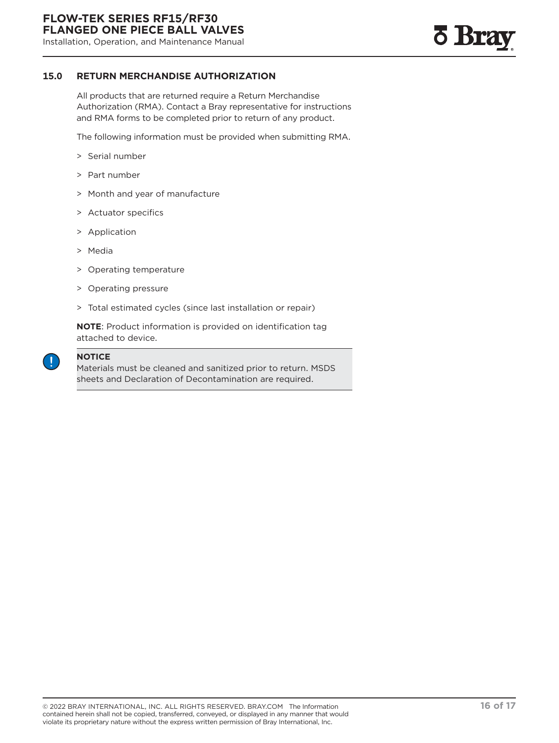## 15.0 RETURN MERCHANDISE AUTHORIZATION

All products that are returned require a Return Merchandise Authorization (RMA). Contact a Bray representative for instructions and RMA forms to be completed prior to return of any product.

The following information must be provided when submitting RMA.

- Serial number
- Part number
- Month and year of manufacture
- Actuator specifics
- Application
- Media
- Operating temperature
- Operating pressure
- Total estimated cycles (since last installation or repair)

**NOTE**: Product information is provided on identification tag attached to device.

> **NOTICE**
> Materials must be cleaned and sanitized prior to return. MSDS sheets and Declaration of Decontamination are required.

© 2022 BRAY INTERNATIONAL, INC. ALL RIGHTS RESERVED. BRAY.COM The Information contained herein shall not be copied, transferred, conveyed, or displayed in any manner that would violate its proprietary nature without the express written permission of Bray International, Inc.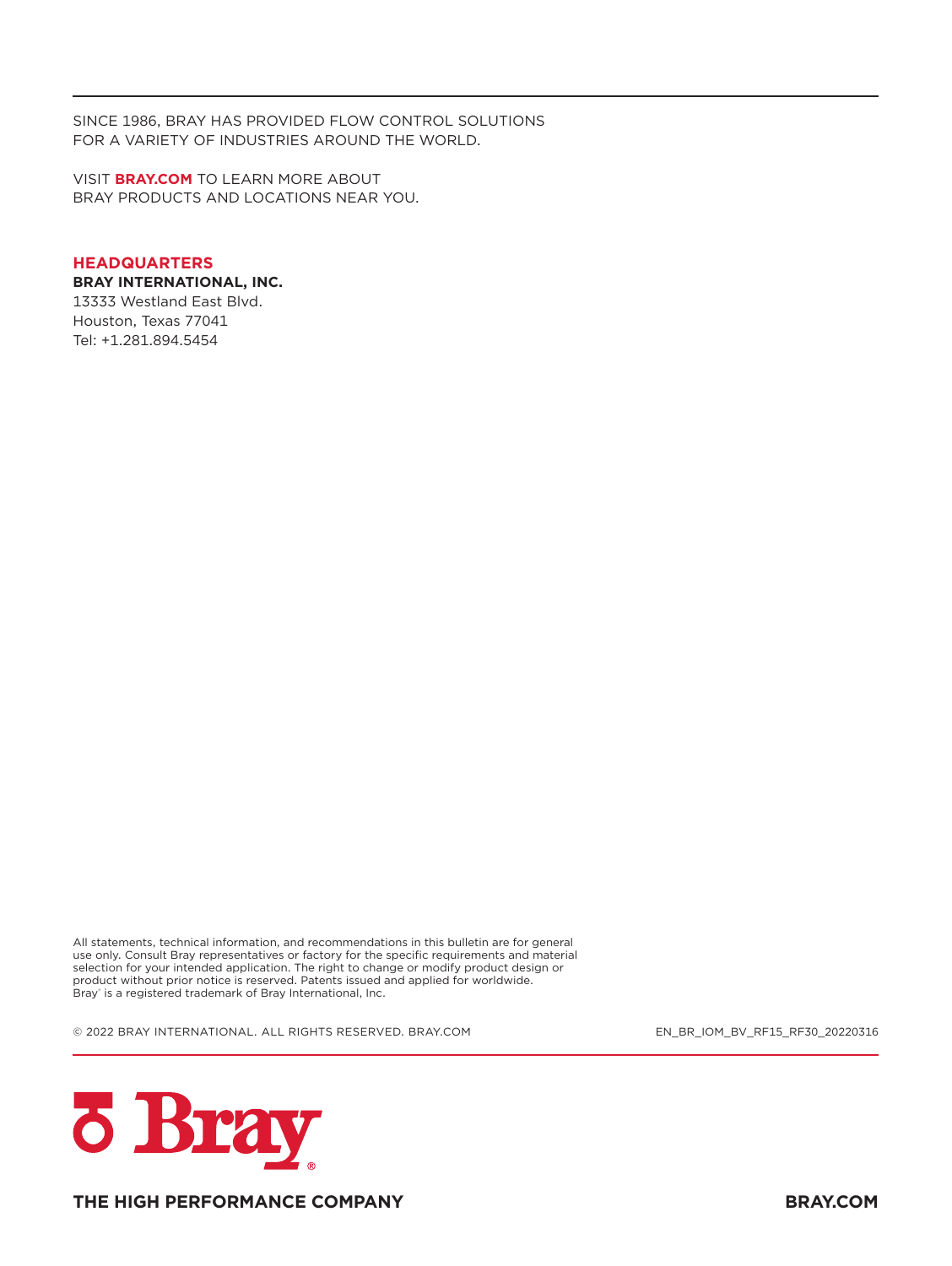SINCE 1986, BRAY HAS PROVIDED FLOW CONTROL SOLUTIONS FOR A VARIETY OF INDUSTRIES AROUND THE WORLD.

VISIT **BRAY.COM** TO LEARN MORE ABOUT BRAY PRODUCTS AND LOCATIONS NEAR YOU.

**HEADQUARTERS**

**BRAY INTERNATIONAL, INC.**
13333 Westland East Blvd.
Houston, Texas 77041
Tel: +1.281.894.5454

All statements, technical information, and recommendations in this bulletin are for general use only. Consult Bray representatives or factory for the specific requirements and material selection for your intended application. The right to change or modify product design or product without prior notice is reserved. Patents issued and applied for worldwide. Bray® is a registered trademark of Bray International, Inc.

© 2022 BRAY INTERNATIONAL. ALL RIGHTS RESERVED. BRAY.COM

EN_BR_IOM_BV_RF15_RF30_20220316

**THE HIGH PERFORMANCE COMPANY**

**BRAY.COM**